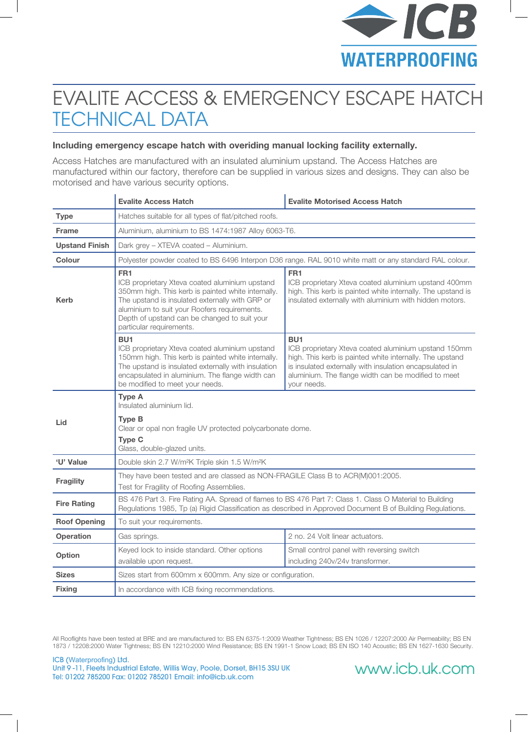ICB WATERPROOFING

# EVALITE ACCESS & EMERGENCY ESCAPE HATCH
## TECHNICAL DATA

**Including emergency escape hatch with overiding manual locking facility externally.**

Access Hatches are manufactured with an insulated aluminium upstand. The Access Hatches are manufactured within our factory, therefore can be supplied in various sizes and designs. They can also be motorised and have various security options.

| | Evalite Access Hatch | Evalite Motorised Access Hatch |
|---|---|---|
| **Type** | Hatches suitable for all types of flat/pitched roofs. | |
| **Frame** | Aluminium, aluminium to BS 1474:1987 Alloy 6063-T6. | |
| **Upstand Finish** | Dark grey – XTEVA coated – Aluminium. | |
| **Colour** | Polyester powder coated to BS 6496 Interpon D36 range. RAL 9010 white matt or any standard RAL colour. | |
| **Kerb** | **FR1** ICB proprietary Xteva coated aluminium upstand 350mm high. This kerb is painted white internally. The upstand is insulated externally with GRP or aluminium to suit your Roofers requirements. Depth of upstand can be changed to suit your particular requirements. | **FR1** ICB proprietary Xteva coated aluminium upstand 400mm high. This kerb is painted white internally. The upstand is insulated externally with aluminium with hidden motors. |
| | **BU1** ICB proprietary Xteva coated aluminium upstand 150mm high. This kerb is painted white internally. The upstand is insulated externally with insulation encapsulated in aluminium. The flange width can be modified to meet your needs. | **BU1** ICB proprietary Xteva coated aluminium upstand 150mm high. This kerb is painted white internally. The upstand is insulated externally with insulation encapsulated in aluminium. The flange width can be modified to meet your needs. |
| **Lid** | **Type A** Insulated aluminium lid. **Type B** Clear or opal non fragile UV protected polycarbonate dome. **Type C** Glass, double-glazed units. | |
| **'U' Value** | Double skin 2.7 W/m²K Triple skin 1.5 W/m²K | |
| **Fragility** | They have been tested and are classed as NON-FRAGILE Class B to ACR(M)001:2005. Test for Fragility of Roofing Assemblies. | |
| **Fire Rating** | BS 476 Part 3. Fire Rating AA. Spread of flames to BS 476 Part 7: Class 1. Class O Material to Building Regulations 1985, Tp (a) Rigid Classification as described in Approved Document B of Building Regulations. | |
| **Roof Opening** | To suit your requirements. | |
| **Operation** | Gas springs. | 2 no. 24 Volt linear actuators. |
| **Option** | Keyed lock to inside standard. Other options available upon request. | Small control panel with reversing switch including 240v/24v transformer. |
| **Sizes** | Sizes start from 600mm x 600mm. Any size or configuration. | |
| **Fixing** | In accordance with ICB fixing recommendations. | |

All Rooflights have been tested at BRE and are manufactured to: BS EN 6375-1:2009 Weather Tightness; BS EN 1026 / 12207:2000 Air Permeability; BS EN 1873 / 12208:2000 Water Tightness; BS EN 12210:2000 Wind Resistance; BS EN 1991-1 Snow Load; BS EN ISO 140 Acoustic; BS EN 1627-1630 Security.

ICB (Waterproofing) Ltd.
Unit 9 -11, Fleets Industrial Estate, Willis Way, Poole, Dorset, BH15 3SU UK
Tel: 01202 785200 Fax: 01202 785201 Email: info@icb.uk.com

www.icb.uk.com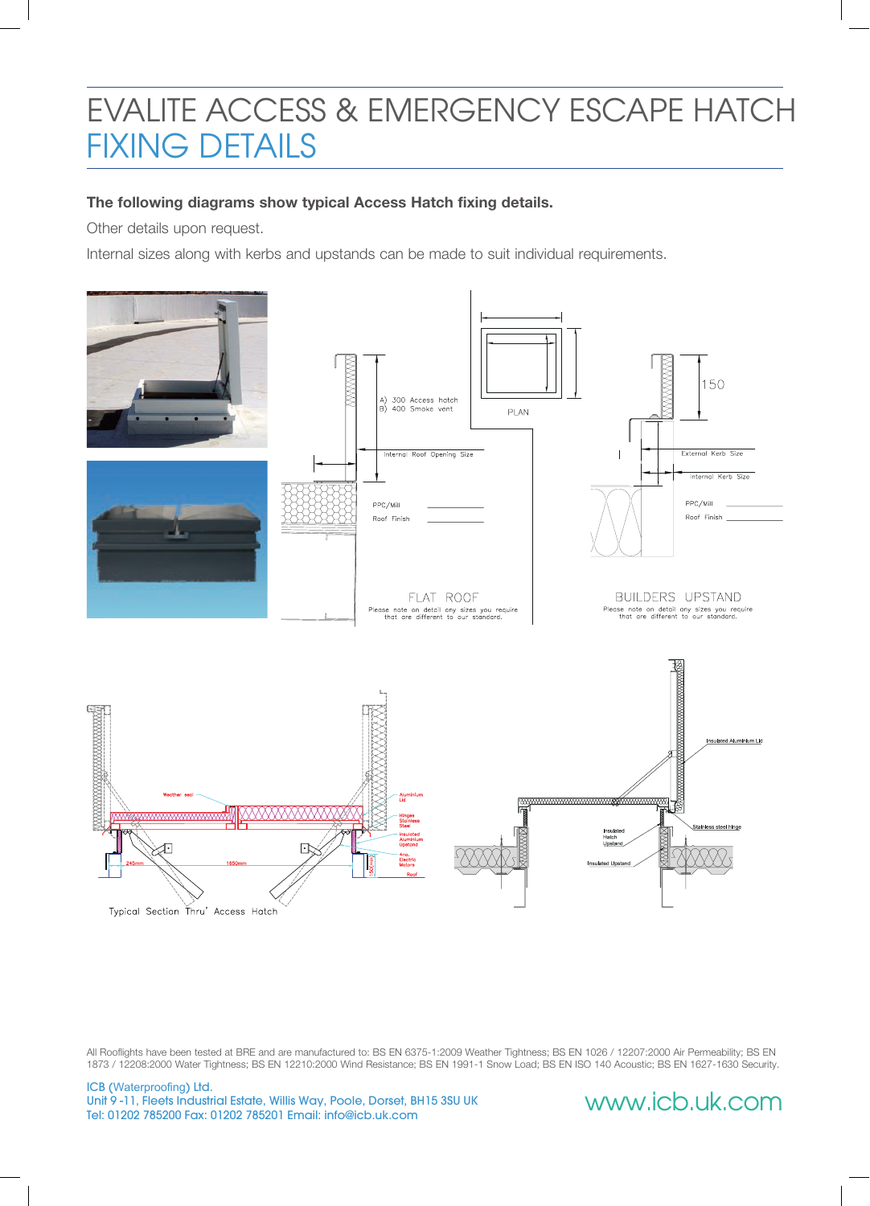# EVALITE ACCESS & EMERGENCY ESCAPE HATCH FIXING DETAILS

**The following diagrams show typical Access Hatch fixing details.**

Other details upon request.

Internal sizes along with kerbs and upstands can be made to suit individual requirements.

A) 300 Access hatch
B) 400 Smoke vent

PLAN

Internal Roof Opening Size

PPC/Mill

Roof Finish

FLAT ROOF

Please note on detail any sizes you require that are different to our standard.

150

External Kerb Size

Internal Kerb Size

PPC/Mill

Roof Finish

BUILDERS UPSTAND

Please note on detail any sizes you require that are different to our standard.

Weather seal

Aluminium Lid

Hinges Stainless Steel

Insulated Aluminium Upstand

4no. Electric Motors

Roof

245mm

1650mm

150mm

Typical Section Thru' Access Hatch

Insulated Aluminium Lid

Stainless steel hinge

Insulated Hatch Upstand

Insulated Upstand

All Rooflights have been tested at BRE and are manufactured to: BS EN 6375-1:2009 Weather Tightness; BS EN 1026 / 12207:2000 Air Permeability; BS EN 1873 / 12208:2000 Water Tightness; BS EN 12210:2000 Wind Resistance; BS EN 1991-1 Snow Load; BS EN ISO 140 Acoustic; BS EN 1627-1630 Security.

ICB (Waterproofing) Ltd.
Unit 9 -11, Fleets Industrial Estate, Willis Way, Poole, Dorset, BH15 3SU UK
Tel: 01202 785200 Fax: 01202 785201 Email: info@icb.uk.com

www.icb.uk.com